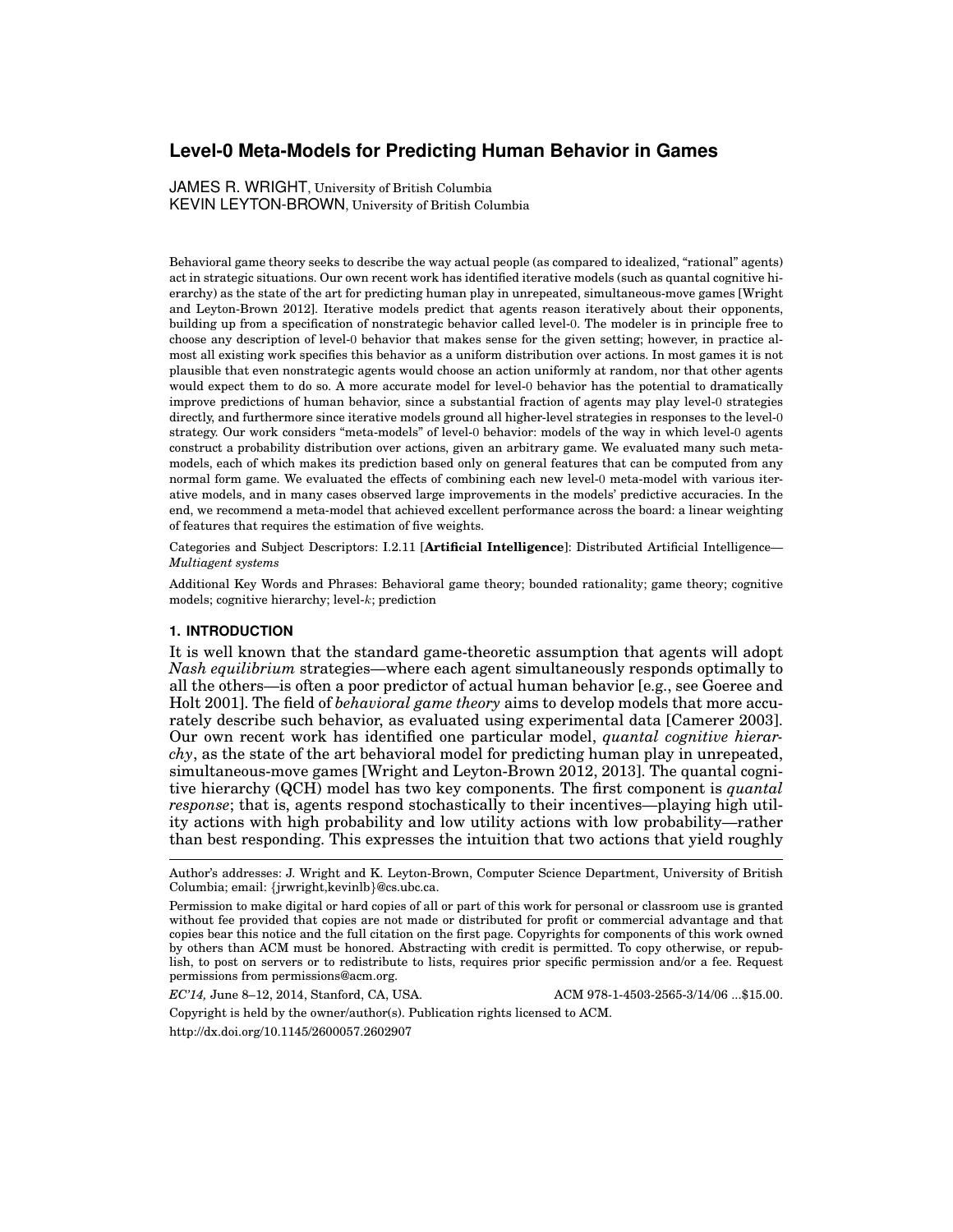# Level-0 Meta-Models for Predicting Human Behavior in Games

JAMES R. WRIGHT, University of British Columbia
KEVIN LEYTON-BROWN, University of British Columbia

Behavioral game theory seeks to describe the way actual people (as compared to idealized, "rational" agents) act in strategic situations. Our own recent work has identified iterative models (such as quantal cognitive hierarchy) as the state of the art for predicting human play in unrepeated, simultaneous-move games [Wright and Leyton-Brown 2012]. Iterative models predict that agents reason iteratively about their opponents, building up from a specification of nonstrategic behavior called level-0. The modeler is in principle free to choose any description of level-0 behavior that makes sense for the given setting; however, in practice almost all existing work specifies this behavior as a uniform distribution over actions. In most games it is not plausible that even nonstrategic agents would choose an action uniformly at random, nor that other agents would expect them to do so. A more accurate model for level-0 behavior has the potential to dramatically improve predictions of human behavior, since a substantial fraction of agents may play level-0 strategies directly, and furthermore since iterative models ground all higher-level strategies in responses to the level-0 strategy. Our work considers "meta-models" of level-0 behavior: models of the way in which level-0 agents construct a probability distribution over actions, given an arbitrary game. We evaluated many such meta-models, each of which makes its prediction based only on general features that can be computed from any normal form game. We evaluated the effects of combining each new level-0 meta-model with various iterative models, and in many cases observed large improvements in the models' predictive accuracies. In the end, we recommend a meta-model that achieved excellent performance across the board: a linear weighting of features that requires the estimation of five weights.

Categories and Subject Descriptors: I.2.11 [**Artificial Intelligence**]: Distributed Artificial Intelligence—*Multiagent systems*

Additional Key Words and Phrases: Behavioral game theory; bounded rationality; game theory; cognitive models; cognitive hierarchy; level-$k$; prediction

## 1. INTRODUCTION

It is well known that the standard game-theoretic assumption that agents will adopt *Nash equilibrium* strategies—where each agent simultaneously responds optimally to all the others—is often a poor predictor of actual human behavior [e.g., see Goeree and Holt 2001]. The field of *behavioral game theory* aims to develop models that more accurately describe such behavior, as evaluated using experimental data [Camerer 2003]. Our own recent work has identified one particular model, *quantal cognitive hierarchy*, as the state of the art behavioral model for predicting human play in unrepeated, simultaneous-move games [Wright and Leyton-Brown 2012, 2013]. The quantal cognitive hierarchy (QCH) model has two key components. The first component is *quantal response*; that is, agents respond stochastically to their incentives—playing high utility actions with high probability and low utility actions with low probability—rather than best responding. This expresses the intuition that two actions that yield roughly

---

Author's addresses: J. Wright and K. Leyton-Brown, Computer Science Department, University of British Columbia; email: {jrwright,kevinlb}@cs.ubc.ca.

Permission to make digital or hard copies of all or part of this work for personal or classroom use is granted without fee provided that copies are not made or distributed for profit or commercial advantage and that copies bear this notice and the full citation on the first page. Copyrights for components of this work owned by others than ACM must be honored. Abstracting with credit is permitted. To copy otherwise, or republish, to post on servers or to redistribute to lists, requires prior specific permission and/or a fee. Request permissions from permissions@acm.org.

*EC'14,* June 8–12, 2014, Stanford, CA, USA. ACM 978-1-4503-2565-3/14/06 ...$15.00.

Copyright is held by the owner/author(s). Publication rights licensed to ACM.

http://dx.doi.org/10.1145/2600057.2602907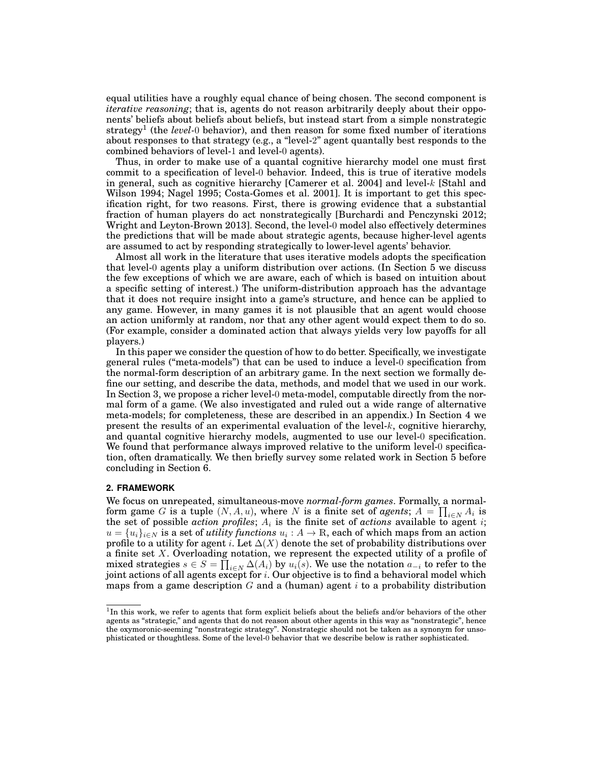equal utilities have a roughly equal chance of being chosen. The second component is *iterative reasoning*; that is, agents do not reason arbitrarily deeply about their opponents' beliefs about beliefs about beliefs, but instead start from a simple nonstrategic strategy[1] (the *level*-0 behavior), and then reason for some fixed number of iterations about responses to that strategy (e.g., a "level-2" agent quantally best responds to the combined behaviors of level-1 and level-0 agents).

Thus, in order to make use of a quantal cognitive hierarchy model one must first commit to a specification of level-0 behavior. Indeed, this is true of iterative models in general, such as cognitive hierarchy [Camerer et al. 2004] and level-$k$ [Stahl and Wilson 1994; Nagel 1995; Costa-Gomes et al. 2001]. It is important to get this specification right, for two reasons. First, there is growing evidence that a substantial fraction of human players do act nonstrategically [Burchardi and Penczynski 2012; Wright and Leyton-Brown 2013]. Second, the level-0 model also effectively determines the predictions that will be made about strategic agents, because higher-level agents are assumed to act by responding strategically to lower-level agents' behavior.

Almost all work in the literature that uses iterative models adopts the specification that level-0 agents play a uniform distribution over actions. (In Section 5 we discuss the few exceptions of which we are aware, each of which is based on intuition about a specific setting of interest.) The uniform-distribution approach has the advantage that it does not require insight into a game's structure, and hence can be applied to any game. However, in many games it is not plausible that an agent would choose an action uniformly at random, nor that any other agent would expect them to do so. (For example, consider a dominated action that always yields very low payoffs for all players.)

In this paper we consider the question of how to do better. Specifically, we investigate general rules ("meta-models") that can be used to induce a level-0 specification from the normal-form description of an arbitrary game. In the next section we formally define our setting, and describe the data, methods, and model that we used in our work. In Section 3, we propose a richer level-0 meta-model, computable directly from the normal form of a game. (We also investigated and ruled out a wide range of alternative meta-models; for completeness, these are described in an appendix.) In Section 4 we present the results of an experimental evaluation of the level-$k$, cognitive hierarchy, and quantal cognitive hierarchy models, augmented to use our level-0 specification. We found that performance always improved relative to the uniform level-0 specification, often dramatically. We then briefly survey some related work in Section 5 before concluding in Section 6.

## 2. FRAMEWORK

We focus on unrepeated, simultaneous-move *normal-form games*. Formally, a normal-form game $G$ is a tuple $(N, A, u)$, where $N$ is a finite set of *agents*; $A = \prod_{i \in N} A_i$ is the set of possible *action profiles*; $A_i$ is the finite set of *actions* available to agent $i$; $u = \{u_i\}_{i \in N}$ is a set of *utility functions* $u_i : A \to \mathbb{R}$, each of which maps from an action profile to a utility for agent $i$. Let $\Delta(X)$ denote the set of probability distributions over a finite set $X$. Overloading notation, we represent the expected utility of a profile of mixed strategies $s \in S = \prod_{i \in N} \Delta(A_i)$ by $u_i(s)$. We use the notation $a_{-i}$ to refer to the joint actions of all agents except for $i$. Our objective is to find a behavioral model which maps from a game description $G$ and a (human) agent $i$ to a probability distribution

[1] In this work, we refer to agents that form explicit beliefs about the beliefs and/or behaviors of the other agents as "strategic," and agents that do not reason about other agents in this way as "nonstrategic", hence the oxymoronic-seeming "nonstrategic strategy". Nonstrategic should not be taken as a synonym for unsophisticated or thoughtless. Some of the level-0 behavior that we describe below is rather sophisticated.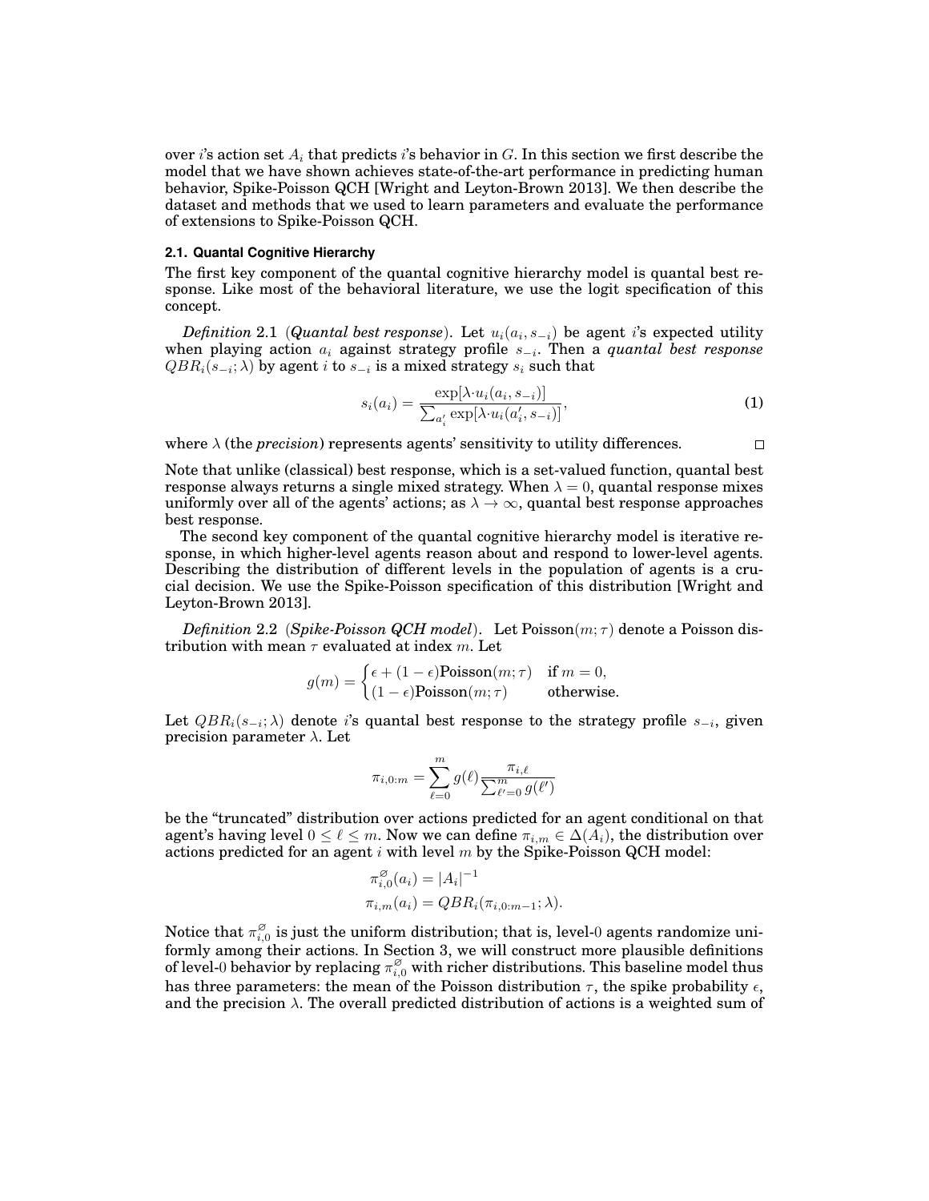over $i$'s action set $A_i$ that predicts $i$'s behavior in $G$. In this section we first describe the model that we have shown achieves state-of-the-art performance in predicting human behavior, Spike-Poisson QCH [Wright and Leyton-Brown 2013]. We then describe the dataset and methods that we used to learn parameters and evaluate the performance of extensions to Spike-Poisson QCH.

### 2.1. Quantal Cognitive Hierarchy

The first key component of the quantal cognitive hierarchy model is quantal best response. Like most of the behavioral literature, we use the logit specification of this concept.

*Definition* 2.1 (***Quantal best response***). Let $u_i(a_i, s_{-i})$ be agent $i$'s expected utility when playing action $a_i$ against strategy profile $s_{-i}$. Then a *quantal best response* $QBR_i(s_{-i}; \lambda)$ by agent $i$ to $s_{-i}$ is a mixed strategy $s_i$ such that

$$s_i(a_i) = \frac{\exp[\lambda \cdot u_i(a_i, s_{-i})]}{\sum_{a'_i} \exp[\lambda \cdot u_i(a'_i, s_{-i})]}, \tag{1}$$

where $\lambda$ (the *precision*) represents agents' sensitivity to utility differences. □

Note that unlike (classical) best response, which is a set-valued function, quantal best response always returns a single mixed strategy. When $\lambda = 0$, quantal response mixes uniformly over all of the agents' actions; as $\lambda \to \infty$, quantal best response approaches best response.

The second key component of the quantal cognitive hierarchy model is iterative response, in which higher-level agents reason about and respond to lower-level agents. Describing the distribution of different levels in the population of agents is a crucial decision. We use the Spike-Poisson specification of this distribution [Wright and Leyton-Brown 2013].

*Definition* 2.2 (***Spike-Poisson QCH model***). Let $\text{Poisson}(m; \tau)$ denote a Poisson distribution with mean $\tau$ evaluated at index $m$. Let

$$g(m) = \begin{cases} \epsilon + (1-\epsilon)\text{Poisson}(m; \tau) & \text{if } m = 0, \\ (1-\epsilon)\text{Poisson}(m; \tau) & \text{otherwise.} \end{cases}$$

Let $QBR_i(s_{-i}; \lambda)$ denote $i$'s quantal best response to the strategy profile $s_{-i}$, given precision parameter $\lambda$. Let

$$\pi_{i,0:m} = \sum_{\ell=0}^{m} g(\ell) \frac{\pi_{i,\ell}}{\sum_{\ell'=0}^{m} g(\ell')}$$

be the "truncated" distribution over actions predicted for an agent conditional on that agent's having level $0 \leq \ell \leq m$. Now we can define $\pi_{i,m} \in \Delta(A_i)$, the distribution over actions predicted for an agent $i$ with level $m$ by the Spike-Poisson QCH model:

$$\pi^{\varnothing}_{i,0}(a_i) = |A_i|^{-1}$$
$$\pi_{i,m}(a_i) = QBR_i(\pi_{i,0:m-1}; \lambda).$$

Notice that $\pi^{\varnothing}_{i,0}$ is just the uniform distribution; that is, level-0 agents randomize uniformly among their actions. In Section 3, we will construct more plausible definitions of level-0 behavior by replacing $\pi^{\varnothing}_{i,0}$ with richer distributions. This baseline model thus has three parameters: the mean of the Poisson distribution $\tau$, the spike probability $\epsilon$, and the precision $\lambda$. The overall predicted distribution of actions is a weighted sum of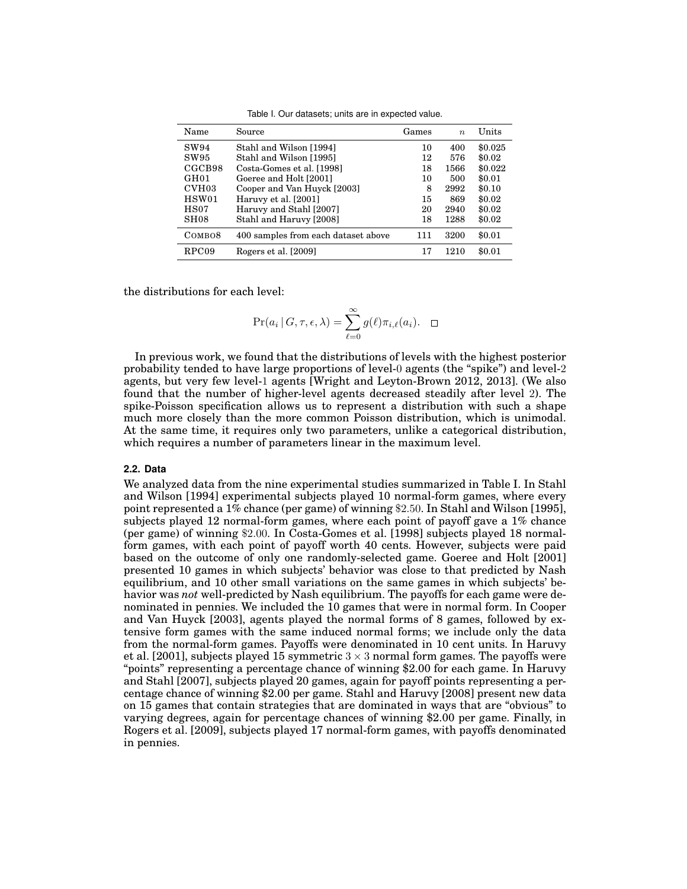Table I. Our datasets; units are in expected value.

| Name | Source | Games | $n$ | Units |
|---|---|---|---|---|
| SW94 | Stahl and Wilson [1994] | 10 | 400 | \$0.025 |
| SW95 | Stahl and Wilson [1995] | 12 | 576 | \$0.02 |
| CGCB98 | Costa-Gomes et al. [1998] | 18 | 1566 | \$0.022 |
| GH01 | Goeree and Holt [2001] | 10 | 500 | \$0.01 |
| CVH03 | Cooper and Van Huyck [2003] | 8 | 2992 | \$0.10 |
| HSW01 | Haruvy et al. [2001] | 15 | 869 | \$0.02 |
| HS07 | Haruvy and Stahl [2007] | 20 | 2940 | \$0.02 |
| SH08 | Stahl and Haruvy [2008] | 18 | 1288 | \$0.02 |
| COMBO8 | 400 samples from each dataset above | 111 | 3200 | \$0.01 |
| RPC09 | Rogers et al. [2009] | 17 | 1210 | \$0.01 |

the distributions for each level:

$$\Pr(a_i \mid G, \tau, \epsilon, \lambda) = \sum_{\ell=0}^{\infty} g(\ell)\pi_{i,\ell}(a_i). \quad \square$$

In previous work, we found that the distributions of levels with the highest posterior probability tended to have large proportions of level-0 agents (the "spike") and level-2 agents, but very few level-1 agents [Wright and Leyton-Brown 2012, 2013]. (We also found that the number of higher-level agents decreased steadily after level 2). The spike-Poisson specification allows us to represent a distribution with such a shape much more closely than the more common Poisson distribution, which is unimodal. At the same time, it requires only two parameters, unlike a categorical distribution, which requires a number of parameters linear in the maximum level.

### 2.2. Data

We analyzed data from the nine experimental studies summarized in Table I. In Stahl and Wilson [1994] experimental subjects played 10 normal-form games, where every point represented a 1% chance (per game) of winning \$2.50. In Stahl and Wilson [1995], subjects played 12 normal-form games, where each point of payoff gave a 1% chance (per game) of winning \$2.00. In Costa-Gomes et al. [1998] subjects played 18 normal-form games, with each point of payoff worth 40 cents. However, subjects were paid based on the outcome of only one randomly-selected game. Goeree and Holt [2001] presented 10 games in which subjects' behavior was close to that predicted by Nash equilibrium, and 10 other small variations on the same games in which subjects' behavior was *not* well-predicted by Nash equilibrium. The payoffs for each game were denominated in pennies. We included the 10 games that were in normal form. In Cooper and Van Huyck [2003], agents played the normal forms of 8 games, followed by extensive form games with the same induced normal forms; we include only the data from the normal-form games. Payoffs were denominated in 10 cent units. In Haruvy et al. [2001], subjects played 15 symmetric $3 \times 3$ normal form games. The payoffs were "points" representing a percentage chance of winning \$2.00 for each game. In Haruvy and Stahl [2007], subjects played 20 games, again for payoff points representing a percentage chance of winning \$2.00 per game. Stahl and Haruvy [2008] present new data on 15 games that contain strategies that are dominated in ways that are "obvious" to varying degrees, again for percentage chances of winning \$2.00 per game. Finally, in Rogers et al. [2009], subjects played 17 normal-form games, with payoffs denominated in pennies.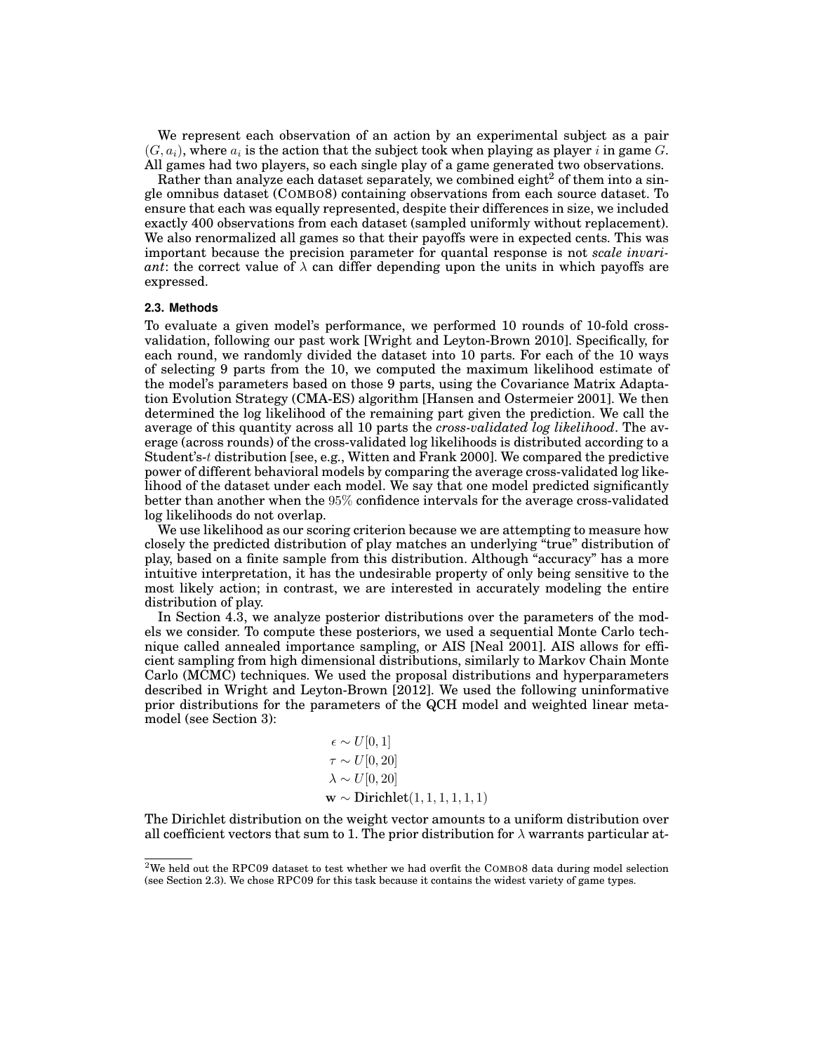We represent each observation of an action by an experimental subject as a pair $(G, a_i)$, where $a_i$ is the action that the subject took when playing as player $i$ in game $G$. All games had two players, so each single play of a game generated two observations.

Rather than analyze each dataset separately, we combined eight[2] of them into a single omnibus dataset (COMBO8) containing observations from each source dataset. To ensure that each was equally represented, despite their differences in size, we included exactly 400 observations from each dataset (sampled uniformly without replacement). We also renormalized all games so that their payoffs were in expected cents. This was important because the precision parameter for quantal response is not *scale invariant*: the correct value of $\lambda$ can differ depending upon the units in which payoffs are expressed.

### 2.3. Methods

To evaluate a given model's performance, we performed 10 rounds of 10-fold cross-validation, following our past work [Wright and Leyton-Brown 2010]. Specifically, for each round, we randomly divided the dataset into 10 parts. For each of the 10 ways of selecting 9 parts from the 10, we computed the maximum likelihood estimate of the model's parameters based on those 9 parts, using the Covariance Matrix Adaptation Evolution Strategy (CMA-ES) algorithm [Hansen and Ostermeier 2001]. We then determined the log likelihood of the remaining part given the prediction. We call the average of this quantity across all 10 parts the *cross-validated log likelihood*. The average (across rounds) of the cross-validated log likelihoods is distributed according to a Student's-$t$ distribution [see, e.g., Witten and Frank 2000]. We compared the predictive power of different behavioral models by comparing the average cross-validated log likelihood of the dataset under each model. We say that one model predicted significantly better than another when the $95\%$ confidence intervals for the average cross-validated log likelihoods do not overlap.

We use likelihood as our scoring criterion because we are attempting to measure how closely the predicted distribution of play matches an underlying "true" distribution of play, based on a finite sample from this distribution. Although "accuracy" has a more intuitive interpretation, it has the undesirable property of only being sensitive to the most likely action; in contrast, we are interested in accurately modeling the entire distribution of play.

In Section 4.3, we analyze posterior distributions over the parameters of the models we consider. To compute these posteriors, we used a sequential Monte Carlo technique called annealed importance sampling, or AIS [Neal 2001]. AIS allows for efficient sampling from high dimensional distributions, similarly to Markov Chain Monte Carlo (MCMC) techniques. We used the proposal distributions and hyperparameters described in Wright and Leyton-Brown [2012]. We used the following uninformative prior distributions for the parameters of the QCH model and weighted linear meta-model (see Section 3):

$$
\begin{aligned}
\epsilon &\sim U[0,1] \\
\tau &\sim U[0,20] \\
\lambda &\sim U[0,20] \\
\mathbf{w} &\sim \text{Dirichlet}(1,1,1,1,1,1)
\end{aligned}
$$

The Dirichlet distribution on the weight vector amounts to a uniform distribution over all coefficient vectors that sum to 1. The prior distribution for $\lambda$ warrants particular at-

[2] We held out the RPC09 dataset to test whether we had overfit the COMBO8 data during model selection (see Section 2.3). We chose RPC09 for this task because it contains the widest variety of game types.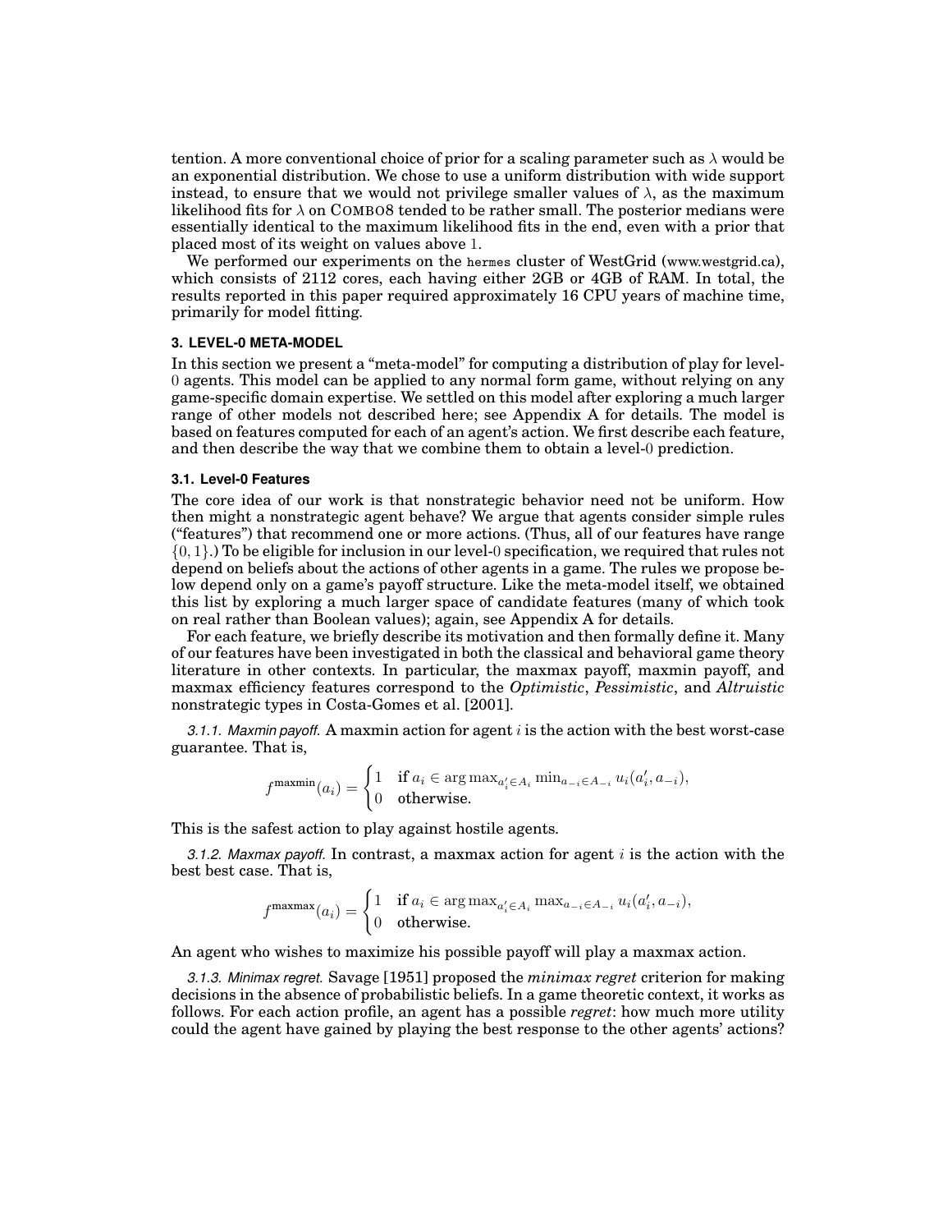tention. A more conventional choice of prior for a scaling parameter such as $\lambda$ would be an exponential distribution. We chose to use a uniform distribution with wide support instead, to ensure that we would not privilege smaller values of $\lambda$, as the maximum likelihood fits for $\lambda$ on COMBO8 tended to be rather small. The posterior medians were essentially identical to the maximum likelihood fits in the end, even with a prior that placed most of its weight on values above 1.

We performed our experiments on the `hermes` cluster of WestGrid (www.westgrid.ca), which consists of 2112 cores, each having either 2GB or 4GB of RAM. In total, the results reported in this paper required approximately 16 CPU years of machine time, primarily for model fitting.

## 3. LEVEL-0 META-MODEL

In this section we present a "meta-model" for computing a distribution of play for level-0 agents. This model can be applied to any normal form game, without relying on any game-specific domain expertise. We settled on this model after exploring a much larger range of other models not described here; see Appendix A for details. The model is based on features computed for each of an agent's action. We first describe each feature, and then describe the way that we combine them to obtain a level-0 prediction.

### 3.1. Level-0 Features

The core idea of our work is that nonstrategic behavior need not be uniform. How then might a nonstrategic agent behave? We argue that agents consider simple rules ("features") that recommend one or more actions. (Thus, all of our features have range $\{0, 1\}$.) To be eligible for inclusion in our level-0 specification, we required that rules not depend on beliefs about the actions of other agents in a game. The rules we propose below depend only on a game's payoff structure. Like the meta-model itself, we obtained this list by exploring a much larger space of candidate features (many of which took on real rather than Boolean values); again, see Appendix A for details.

For each feature, we briefly describe its motivation and then formally define it. Many of our features have been investigated in both the classical and behavioral game theory literature in other contexts. In particular, the maxmax payoff, maxmin payoff, and maxmax efficiency features correspond to the *Optimistic*, *Pessimistic*, and *Altruistic* nonstrategic types in Costa-Gomes et al. [2001].

*3.1.1. Maxmin payoff.* A maxmin action for agent $i$ is the action with the best worst-case guarantee. That is,

$$f^{\text{maxmin}}(a_i) = \begin{cases} 1 & \text{if } a_i \in \arg\max_{a'_i \in A_i} \min_{a_{-i} \in A_{-i}} u_i(a'_i, a_{-i}), \\ 0 & \text{otherwise.} \end{cases}$$

This is the safest action to play against hostile agents.

*3.1.2. Maxmax payoff.* In contrast, a maxmax action for agent $i$ is the action with the best best case. That is,

$$f^{\text{maxmax}}(a_i) = \begin{cases} 1 & \text{if } a_i \in \arg\max_{a'_i \in A_i} \max_{a_{-i} \in A_{-i}} u_i(a'_i, a_{-i}), \\ 0 & \text{otherwise.} \end{cases}$$

An agent who wishes to maximize his possible payoff will play a maxmax action.

*3.1.3. Minimax regret.* Savage [1951] proposed the *minimax regret* criterion for making decisions in the absence of probabilistic beliefs. In a game theoretic context, it works as follows. For each action profile, an agent has a possible *regret*: how much more utility could the agent have gained by playing the best response to the other agents' actions?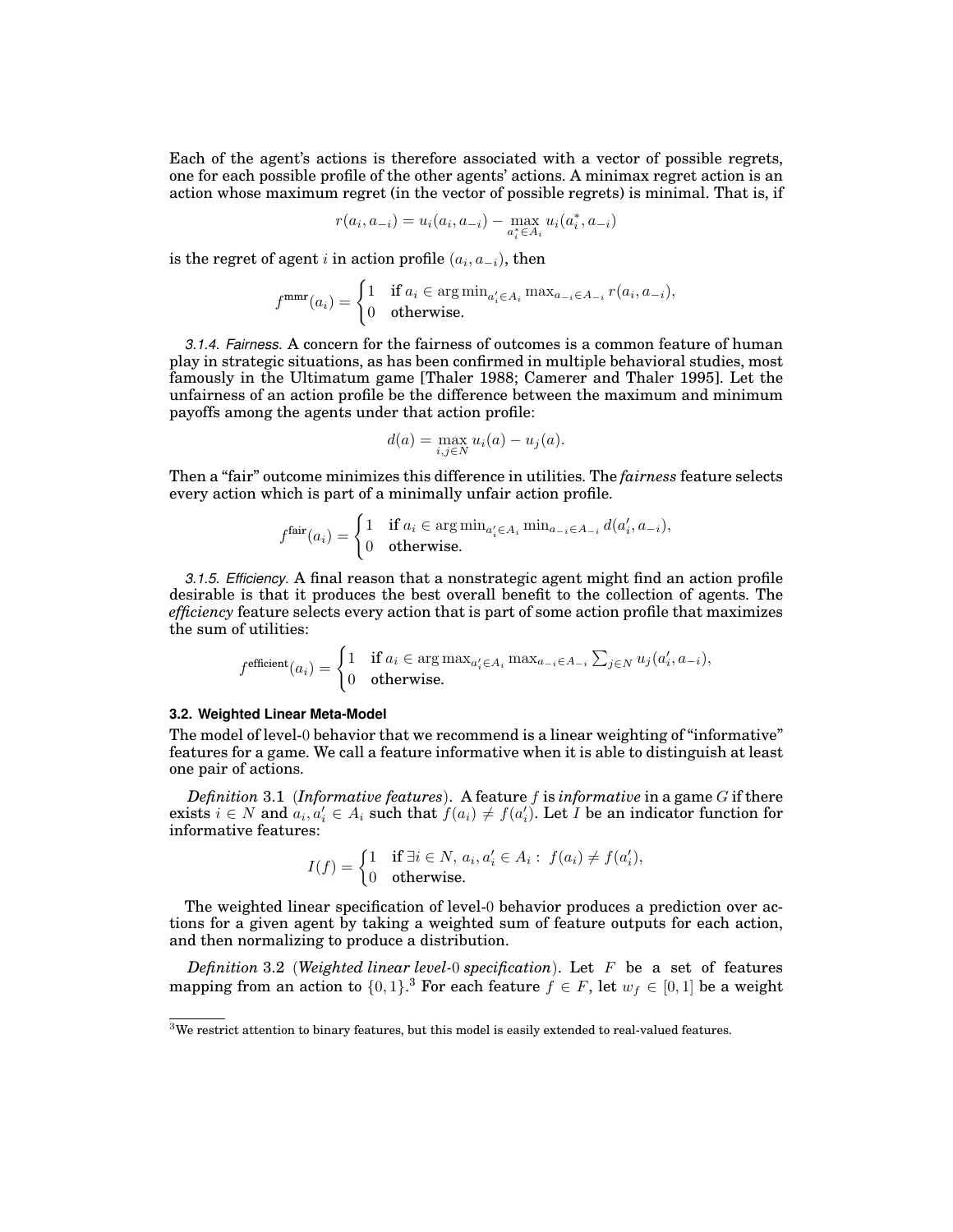Each of the agent's actions is therefore associated with a vector of possible regrets, one for each possible profile of the other agents' actions. A minimax regret action is an action whose maximum regret (in the vector of possible regrets) is minimal. That is, if

$$r(a_i, a_{-i}) = u_i(a_i, a_{-i}) - \max_{a_i^* \in A_i} u_i(a_i^*, a_{-i})$$

is the regret of agent $i$ in action profile $(a_i, a_{-i})$, then

$$f^{\text{mmr}}(a_i) = \begin{cases} 1 & \text{if } a_i \in \arg\min_{a_i' \in A_i} \max_{a_{-i} \in A_{-i}} r(a_i, a_{-i}), \\ 0 & \text{otherwise.} \end{cases}$$

*3.1.4. Fairness.* A concern for the fairness of outcomes is a common feature of human play in strategic situations, as has been confirmed in multiple behavioral studies, most famously in the Ultimatum game [Thaler 1988; Camerer and Thaler 1995]. Let the unfairness of an action profile be the difference between the maximum and minimum payoffs among the agents under that action profile:

$$d(a) = \max_{i,j \in N} u_i(a) - u_j(a).$$

Then a "fair" outcome minimizes this difference in utilities. The *fairness* feature selects every action which is part of a minimally unfair action profile.

$$f^{\text{fair}}(a_i) = \begin{cases} 1 & \text{if } a_i \in \arg\min_{a_i' \in A_i} \min_{a_{-i} \in A_{-i}} d(a_i', a_{-i}), \\ 0 & \text{otherwise.} \end{cases}$$

*3.1.5. Efficiency.* A final reason that a nonstrategic agent might find an action profile desirable is that it produces the best overall benefit to the collection of agents. The *efficiency* feature selects every action that is part of some action profile that maximizes the sum of utilities:

$$f^{\text{efficient}}(a_i) = \begin{cases} 1 & \text{if } a_i \in \arg\max_{a_i' \in A_i} \max_{a_{-i} \in A_{-i}} \sum_{j \in N} u_j(a_i', a_{-i}), \\ 0 & \text{otherwise.} \end{cases}$$

### 3.2. Weighted Linear Meta-Model

The model of level-0 behavior that we recommend is a linear weighting of "informative" features for a game. We call a feature informative when it is able to distinguish at least one pair of actions.

*Definition* 3.1 (*Informative features*). A feature $f$ is *informative* in a game $G$ if there exists $i \in N$ and $a_i, a_i' \in A_i$ such that $f(a_i) \neq f(a_i')$. Let $I$ be an indicator function for informative features:

$$I(f) = \begin{cases} 1 & \text{if } \exists i \in N,\, a_i, a_i' \in A_i : \; f(a_i) \neq f(a_i'), \\ 0 & \text{otherwise.} \end{cases}$$

The weighted linear specification of level-0 behavior produces a prediction over actions for a given agent by taking a weighted sum of feature outputs for each action, and then normalizing to produce a distribution.

*Definition* 3.2 (*Weighted linear level-0 specification*). Let $F$ be a set of features mapping from an action to $\{0, 1\}$.[3] For each feature $f \in F$, let $w_f \in [0, 1]$ be a weight

[3] We restrict attention to binary features, but this model is easily extended to real-valued features.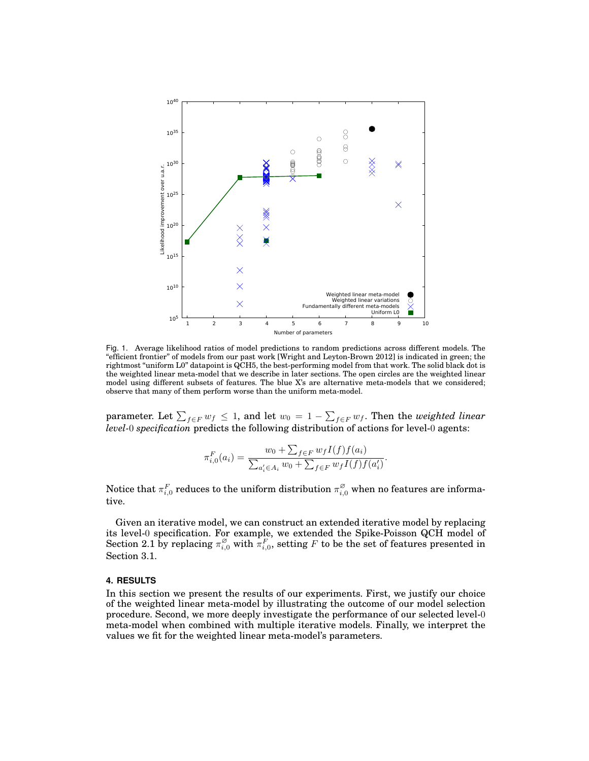Fig. 1. Average likelihood ratios of model predictions to random predictions across different models. The "efficient frontier" of models from our past work [Wright and Leyton-Brown 2012] is indicated in green; the rightmost "uniform L0" datapoint is QCH5, the best-performing model from that work. The solid black dot is the weighted linear meta-model that we describe in later sections. The open circles are the weighted linear model using different subsets of features. The blue X's are alternative meta-models that we considered; observe that many of them perform worse than the uniform meta-model.

parameter. Let $\sum_{f \in F} w_f \leq 1$, and let $w_0 = 1 - \sum_{f \in F} w_f$. Then the *weighted linear level-0 specification* predicts the following distribution of actions for level-0 agents:

$$\pi^F_{i,0}(a_i) = \frac{w_0 + \sum_{f \in F} w_f I(f) f(a_i)}{\sum_{a'_i \in A_i} w_0 + \sum_{f \in F} w_f I(f) f(a'_i)}.$$

Notice that $\pi^F_{i,0}$ reduces to the uniform distribution $\pi^{\varnothing}_{i,0}$ when no features are informative.

Given an iterative model, we can construct an extended iterative model by replacing its level-0 specification. For example, we extended the Spike-Poisson QCH model of Section 2.1 by replacing $\pi^{\varnothing}_{i,0}$ with $\pi^F_{i,0}$, setting $F$ to be the set of features presented in Section 3.1.

## 4. RESULTS

In this section we present the results of our experiments. First, we justify our choice of the weighted linear meta-model by illustrating the outcome of our model selection procedure. Second, we more deeply investigate the performance of our selected level-0 meta-model when combined with multiple iterative models. Finally, we interpret the values we fit for the weighted linear meta-model's parameters.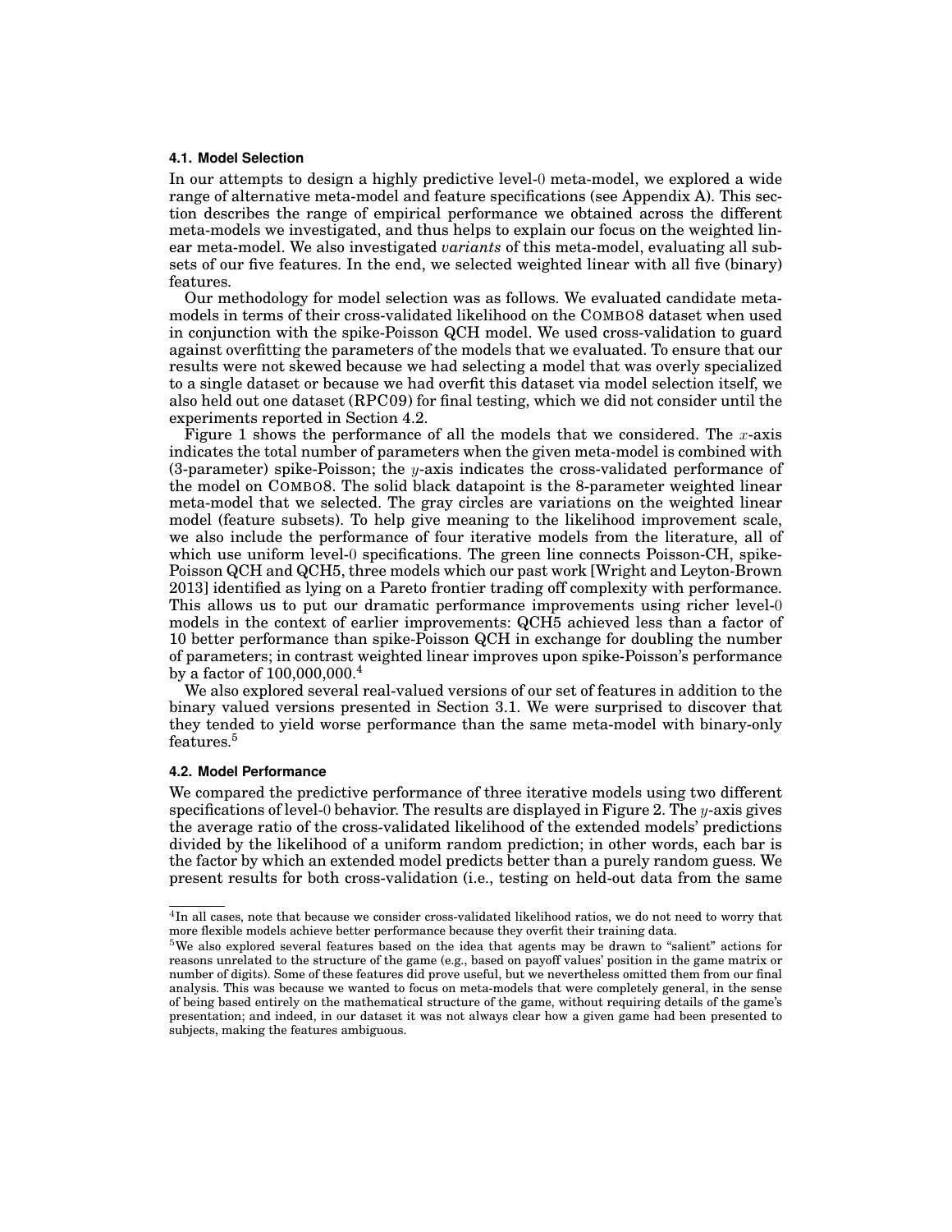### 4.1. Model Selection

In our attempts to design a highly predictive level-0 meta-model, we explored a wide range of alternative meta-model and feature specifications (see Appendix A). This section describes the range of empirical performance we obtained across the different meta-models we investigated, and thus helps to explain our focus on the weighted linear meta-model. We also investigated *variants* of this meta-model, evaluating all subsets of our five features. In the end, we selected weighted linear with all five (binary) features.

Our methodology for model selection was as follows. We evaluated candidate meta-models in terms of their cross-validated likelihood on the COMBO8 dataset when used in conjunction with the spike-Poisson QCH model. We used cross-validation to guard against overfitting the parameters of the models that we evaluated. To ensure that our results were not skewed because we had selecting a model that was overly specialized to a single dataset or because we had overfit this dataset via model selection itself, we also held out one dataset (RPC09) for final testing, which we did not consider until the experiments reported in Section 4.2.

Figure 1 shows the performance of all the models that we considered. The $x$-axis indicates the total number of parameters when the given meta-model is combined with (3-parameter) spike-Poisson; the $y$-axis indicates the cross-validated performance of the model on COMBO8. The solid black datapoint is the 8-parameter weighted linear meta-model that we selected. The gray circles are variations on the weighted linear model (feature subsets). To help give meaning to the likelihood improvement scale, we also include the performance of four iterative models from the literature, all of which use uniform level-0 specifications. The green line connects Poisson-CH, spike-Poisson QCH and QCH5, three models which our past work [Wright and Leyton-Brown 2013] identified as lying on a Pareto frontier trading off complexity with performance. This allows us to put our dramatic performance improvements using richer level-0 models in the context of earlier improvements: QCH5 achieved less than a factor of 10 better performance than spike-Poisson QCH in exchange for doubling the number of parameters; in contrast weighted linear improves upon spike-Poisson's performance by a factor of 100,000,000.[4]

We also explored several real-valued versions of our set of features in addition to the binary valued versions presented in Section 3.1. We were surprised to discover that they tended to yield worse performance than the same meta-model with binary-only features.[5]

### 4.2. Model Performance

We compared the predictive performance of three iterative models using two different specifications of level-0 behavior. The results are displayed in Figure 2. The $y$-axis gives the average ratio of the cross-validated likelihood of the extended models' predictions divided by the likelihood of a uniform random prediction; in other words, each bar is the factor by which an extended model predicts better than a purely random guess. We present results for both cross-validation (i.e., testing on held-out data from the same

---

[4]In all cases, note that because we consider cross-validated likelihood ratios, we do not need to worry that more flexible models achieve better performance because they overfit their training data.

[5]We also explored several features based on the idea that agents may be drawn to "salient" actions for reasons unrelated to the structure of the game (e.g., based on payoff values' position in the game matrix or number of digits). Some of these features did prove useful, but we nevertheless omitted them from our final analysis. This was because we wanted to focus on meta-models that were completely general, in the sense of being based entirely on the mathematical structure of the game, without requiring details of the game's presentation; and indeed, in our dataset it was not always clear how a given game had been presented to subjects, making the features ambiguous.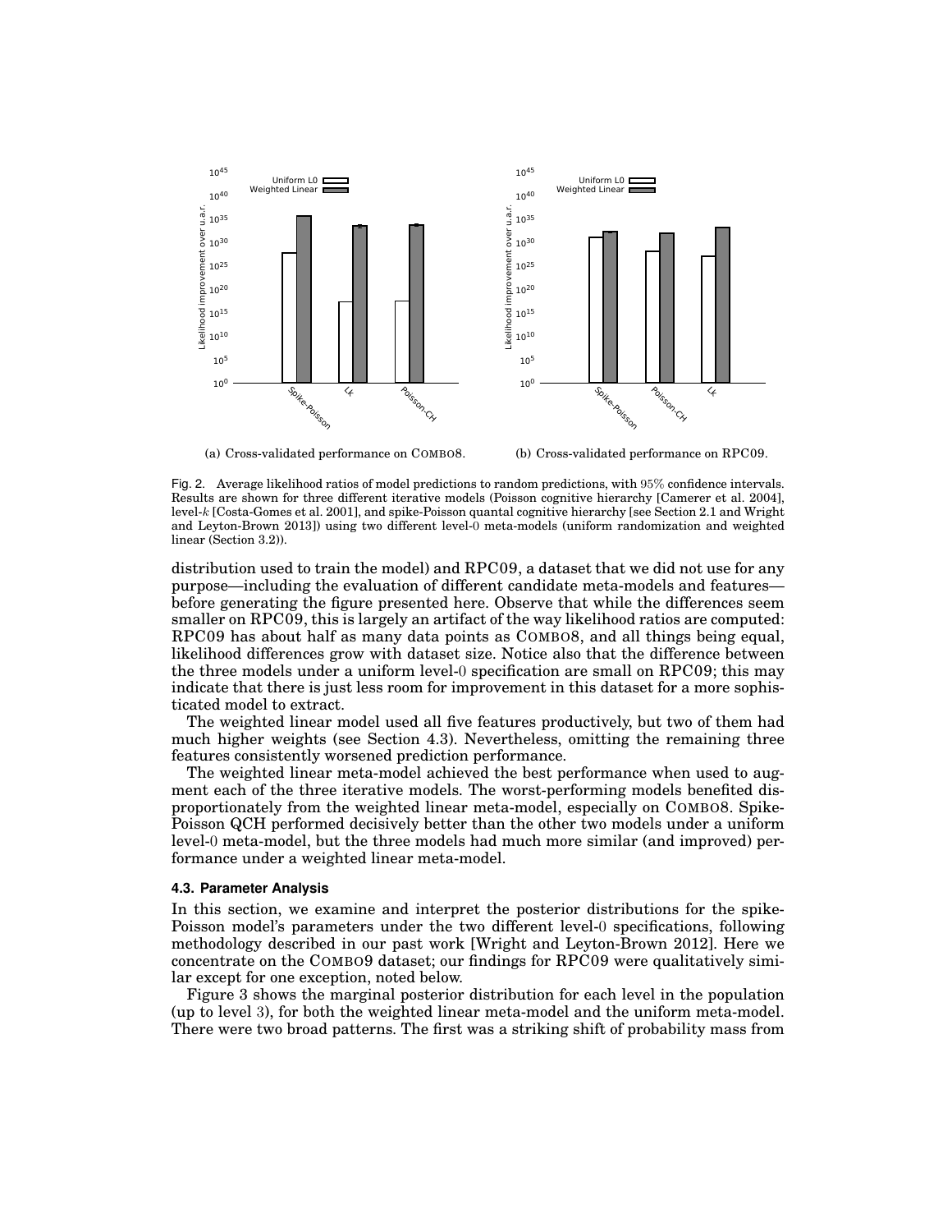(a) Cross-validated performance on COMBO8.

(b) Cross-validated performance on RPC09.

Fig. 2. Average likelihood ratios of model predictions to random predictions, with 95% confidence intervals. Results are shown for three different iterative models (Poisson cognitive hierarchy [Camerer et al. 2004], level-$k$ [Costa-Gomes et al. 2001], and spike-Poisson quantal cognitive hierarchy [see Section 2.1 and Wright and Leyton-Brown 2013]) using two different level-0 meta-models (uniform randomization and weighted linear (Section 3.2)).

distribution used to train the model) and RPC09, a dataset that we did not use for any purpose—including the evaluation of different candidate meta-models and features—before generating the figure presented here. Observe that while the differences seem smaller on RPC09, this is largely an artifact of the way likelihood ratios are computed: RPC09 has about half as many data points as COMBO8, and all things being equal, likelihood differences grow with dataset size. Notice also that the difference between the three models under a uniform level-0 specification are small on RPC09; this may indicate that there is just less room for improvement in this dataset for a more sophisticated model to extract.

The weighted linear model used all five features productively, but two of them had much higher weights (see Section 4.3). Nevertheless, omitting the remaining three features consistently worsened prediction performance.

The weighted linear meta-model achieved the best performance when used to augment each of the three iterative models. The worst-performing models benefited disproportionately from the weighted linear meta-model, especially on COMBO8. Spike-Poisson QCH performed decisively better than the other two models under a uniform level-0 meta-model, but the three models had much more similar (and improved) performance under a weighted linear meta-model.

### 4.3. Parameter Analysis

In this section, we examine and interpret the posterior distributions for the spike-Poisson model's parameters under the two different level-0 specifications, following methodology described in our past work [Wright and Leyton-Brown 2012]. Here we concentrate on the COMBO9 dataset; our findings for RPC09 were qualitatively similar except for one exception, noted below.

Figure 3 shows the marginal posterior distribution for each level in the population (up to level 3), for both the weighted linear meta-model and the uniform meta-model. There were two broad patterns. The first was a striking shift of probability mass from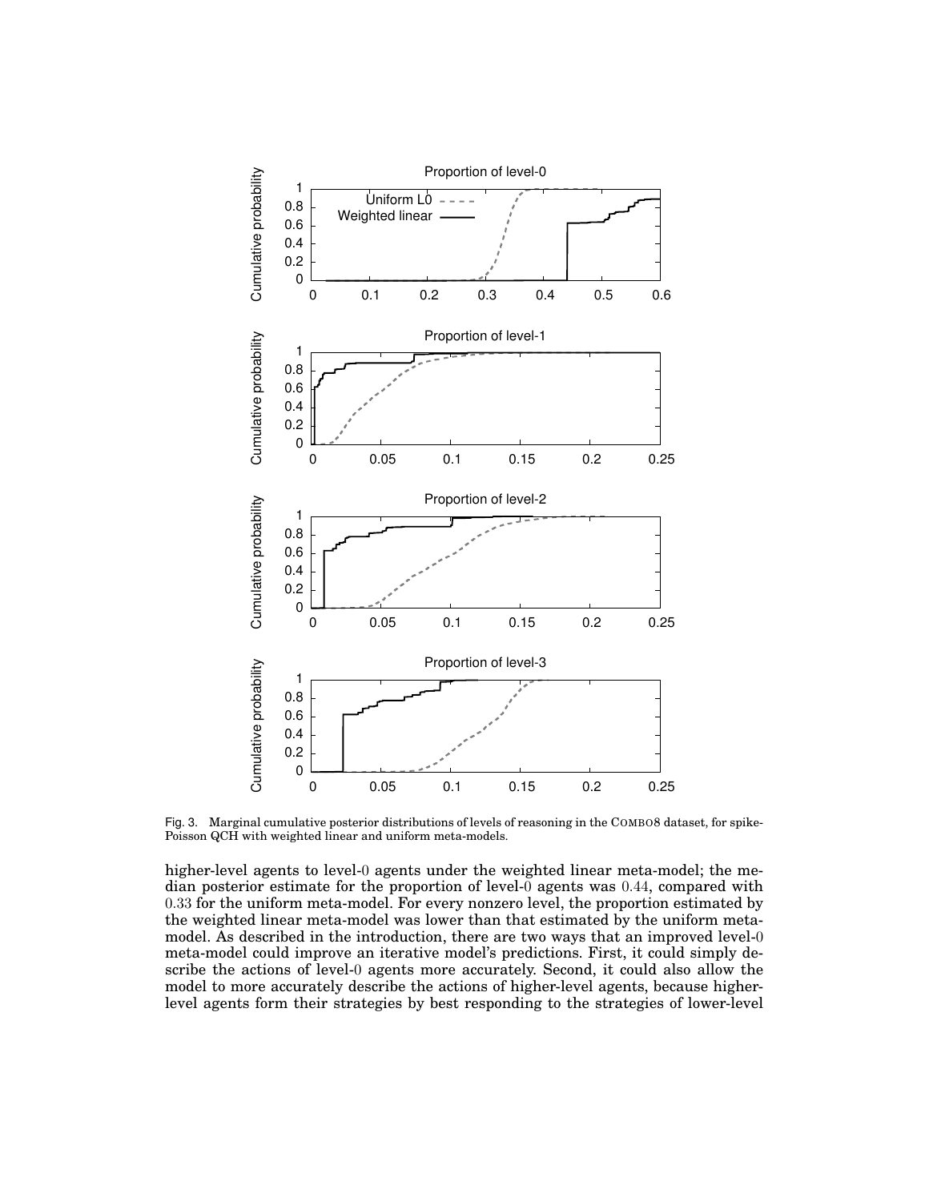Fig. 3. Marginal cumulative posterior distributions of levels of reasoning in the COMBO8 dataset, for spike-Poisson QCH with weighted linear and uniform meta-models.

higher-level agents to level-0 agents under the weighted linear meta-model; the median posterior estimate for the proportion of level-0 agents was 0.44, compared with 0.33 for the uniform meta-model. For every nonzero level, the proportion estimated by the weighted linear meta-model was lower than that estimated by the uniform meta-model. As described in the introduction, there are two ways that an improved level-0 meta-model could improve an iterative model's predictions. First, it could simply describe the actions of level-0 agents more accurately. Second, it could also allow the model to more accurately describe the actions of higher-level agents, because higher-level agents form their strategies by best responding to the strategies of lower-level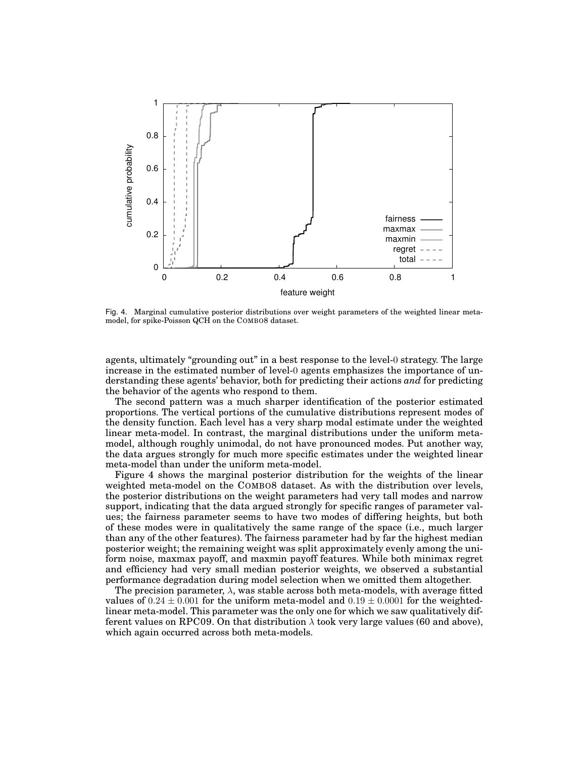Fig. 4. Marginal cumulative posterior distributions over weight parameters of the weighted linear meta-model, for spike-Poisson QCH on the COMBO8 dataset.

agents, ultimately "grounding out" in a best response to the level-0 strategy. The large increase in the estimated number of level-0 agents emphasizes the importance of understanding these agents' behavior, both for predicting their actions *and* for predicting the behavior of the agents who respond to them.

The second pattern was a much sharper identification of the posterior estimated proportions. The vertical portions of the cumulative distributions represent modes of the density function. Each level has a very sharp modal estimate under the weighted linear meta-model. In contrast, the marginal distributions under the uniform meta-model, although roughly unimodal, do not have pronounced modes. Put another way, the data argues strongly for much more specific estimates under the weighted linear meta-model than under the uniform meta-model.

Figure 4 shows the marginal posterior distribution for the weights of the linear weighted meta-model on the COMBO8 dataset. As with the distribution over levels, the posterior distributions on the weight parameters had very tall modes and narrow support, indicating that the data argued strongly for specific ranges of parameter values; the fairness parameter seems to have two modes of differing heights, but both of these modes were in qualitatively the same range of the space (i.e., much larger than any of the other features). The fairness parameter had by far the highest median posterior weight; the remaining weight was split approximately evenly among the uniform noise, maxmax payoff, and maxmin payoff features. While both minimax regret and efficiency had very small median posterior weights, we observed a substantial performance degradation during model selection when we omitted them altogether.

The precision parameter, $\lambda$, was stable across both meta-models, with average fitted values of $0.24 \pm 0.001$ for the uniform meta-model and $0.19 \pm 0.0001$ for the weighted-linear meta-model. This parameter was the only one for which we saw qualitatively different values on RPC09. On that distribution $\lambda$ took very large values (60 and above), which again occurred across both meta-models.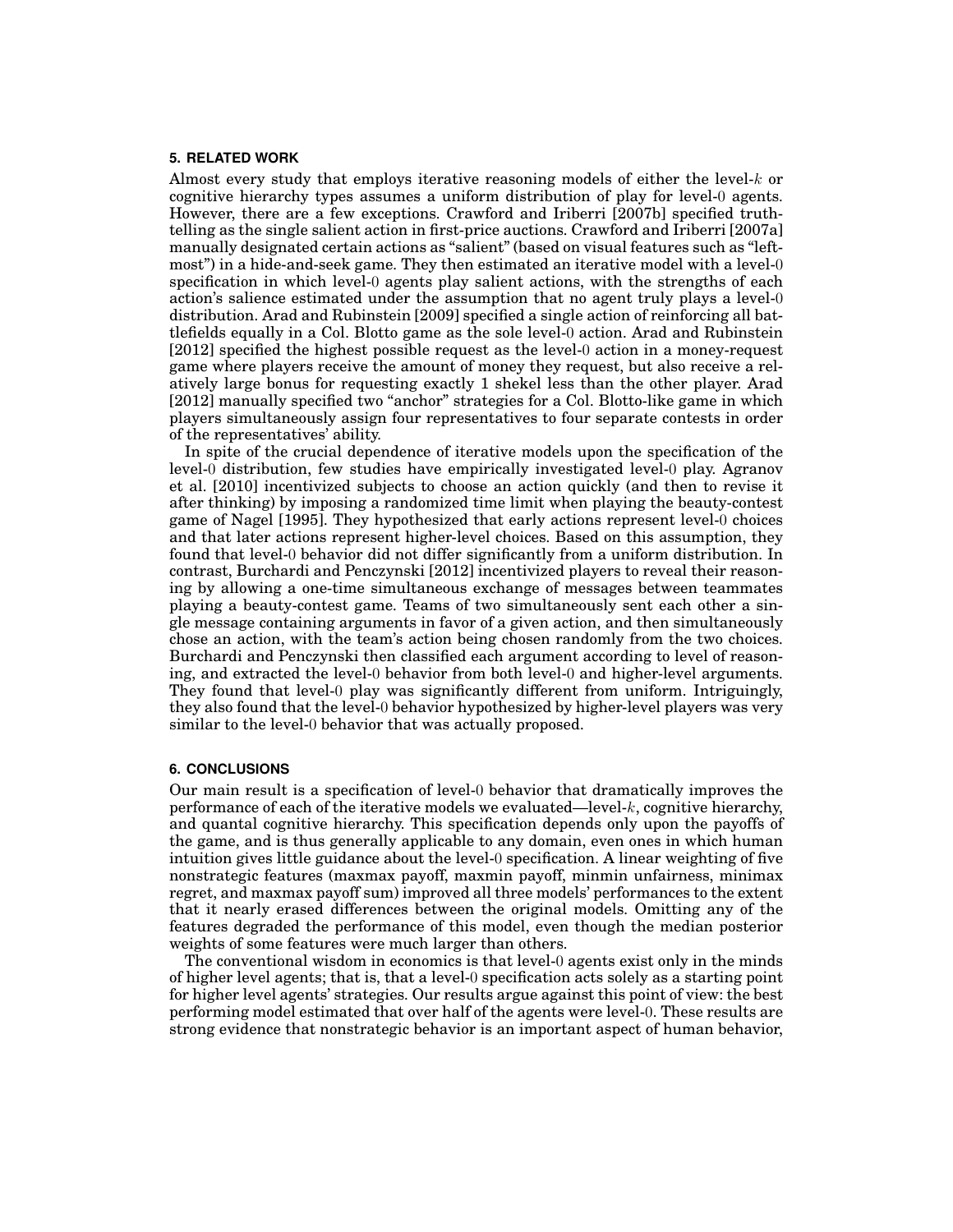## 5. RELATED WORK

Almost every study that employs iterative reasoning models of either the level-$k$ or cognitive hierarchy types assumes a uniform distribution of play for level-0 agents. However, there are a few exceptions. Crawford and Iriberri [2007b] specified truth-telling as the single salient action in first-price auctions. Crawford and Iriberri [2007a] manually designated certain actions as "salient" (based on visual features such as "left-most") in a hide-and-seek game. They then estimated an iterative model with a level-0 specification in which level-0 agents play salient actions, with the strengths of each action's salience estimated under the assumption that no agent truly plays a level-0 distribution. Arad and Rubinstein [2009] specified a single action of reinforcing all battlefields equally in a Col. Blotto game as the sole level-0 action. Arad and Rubinstein [2012] specified the highest possible request as the level-0 action in a money-request game where players receive the amount of money they request, but also receive a relatively large bonus for requesting exactly 1 shekel less than the other player. Arad [2012] manually specified two "anchor" strategies for a Col. Blotto-like game in which players simultaneously assign four representatives to four separate contests in order of the representatives' ability.

In spite of the crucial dependence of iterative models upon the specification of the level-0 distribution, few studies have empirically investigated level-0 play. Agranov et al. [2010] incentivized subjects to choose an action quickly (and then to revise it after thinking) by imposing a randomized time limit when playing the beauty-contest game of Nagel [1995]. They hypothesized that early actions represent level-0 choices and that later actions represent higher-level choices. Based on this assumption, they found that level-0 behavior did not differ significantly from a uniform distribution. In contrast, Burchardi and Penczynski [2012] incentivized players to reveal their reasoning by allowing a one-time simultaneous exchange of messages between teammates playing a beauty-contest game. Teams of two simultaneously sent each other a single message containing arguments in favor of a given action, and then simultaneously chose an action, with the team's action being chosen randomly from the two choices. Burchardi and Penczynski then classified each argument according to level of reasoning, and extracted the level-0 behavior from both level-0 and higher-level arguments. They found that level-0 play was significantly different from uniform. Intriguingly, they also found that the level-0 behavior hypothesized by higher-level players was very similar to the level-0 behavior that was actually proposed.

## 6. CONCLUSIONS

Our main result is a specification of level-0 behavior that dramatically improves the performance of each of the iterative models we evaluated—level-$k$, cognitive hierarchy, and quantal cognitive hierarchy. This specification depends only upon the payoffs of the game, and is thus generally applicable to any domain, even ones in which human intuition gives little guidance about the level-0 specification. A linear weighting of five nonstrategic features (maxmax payoff, maxmin payoff, minmin unfairness, minimax regret, and maxmax payoff sum) improved all three models' performances to the extent that it nearly erased differences between the original models. Omitting any of the features degraded the performance of this model, even though the median posterior weights of some features were much larger than others.

The conventional wisdom in economics is that level-0 agents exist only in the minds of higher level agents; that is, that a level-0 specification acts solely as a starting point for higher level agents' strategies. Our results argue against this point of view: the best performing model estimated that over half of the agents were level-0. These results are strong evidence that nonstrategic behavior is an important aspect of human behavior,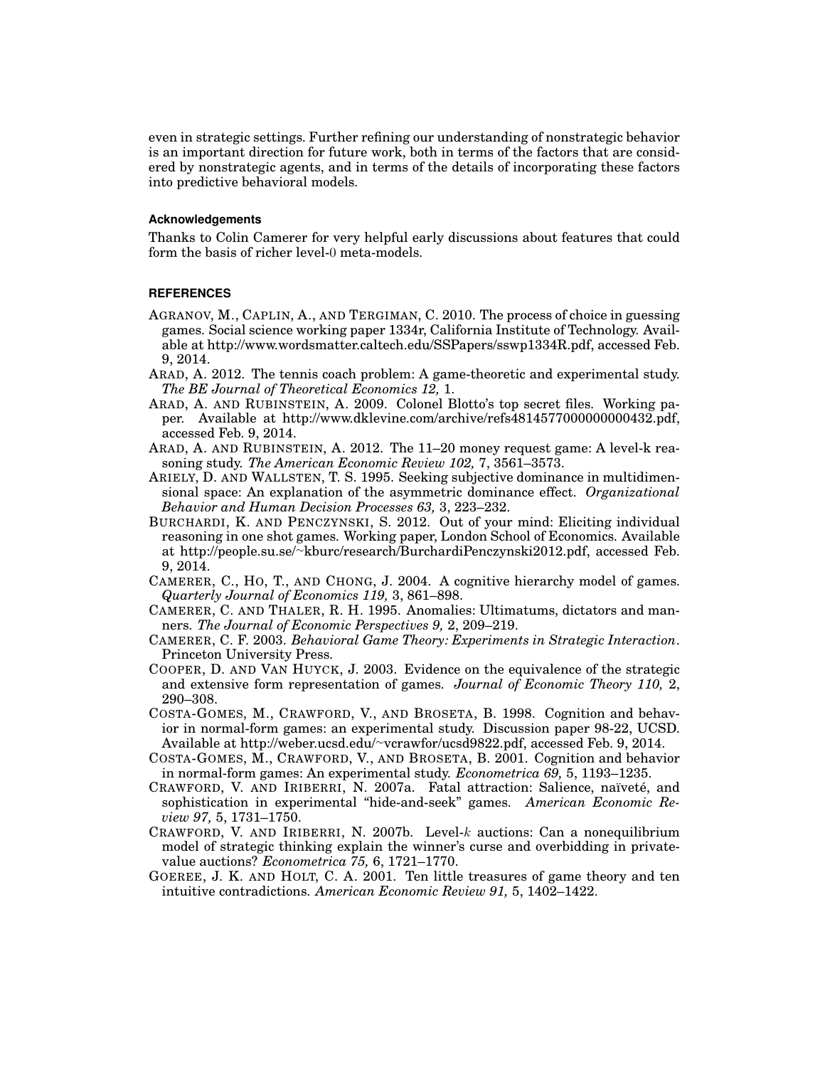even in strategic settings. Further refining our understanding of nonstrategic behavior is an important direction for future work, both in terms of the factors that are considered by nonstrategic agents, and in terms of the details of incorporating these factors into predictive behavioral models.

#### Acknowledgements

Thanks to Colin Camerer for very helpful early discussions about features that could form the basis of richer level-0 meta-models.

#### REFERENCES

AGRANOV, M., CAPLIN, A., AND TERGIMAN, C. 2010. The process of choice in guessing games. Social science working paper 1334r, California Institute of Technology. Available at http://www.wordsmatter.caltech.edu/SSPapers/sswp1334R.pdf, accessed Feb. 9, 2014.

ARAD, A. 2012. The tennis coach problem: A game-theoretic and experimental study. *The BE Journal of Theoretical Economics 12,* 1.

ARAD, A. AND RUBINSTEIN, A. 2009. Colonel Blotto's top secret files. Working paper. Available at http://www.dklevine.com/archive/refs4814577000000000432.pdf, accessed Feb. 9, 2014.

ARAD, A. AND RUBINSTEIN, A. 2012. The 11–20 money request game: A level-k reasoning study. *The American Economic Review 102,* 7, 3561–3573.

ARIELY, D. AND WALLSTEN, T. S. 1995. Seeking subjective dominance in multidimensional space: An explanation of the asymmetric dominance effect. *Organizational Behavior and Human Decision Processes 63,* 3, 223–232.

BURCHARDI, K. AND PENCZYNSKI, S. 2012. Out of your mind: Eliciting individual reasoning in one shot games. Working paper, London School of Economics. Available at http://people.su.se/~kburc/research/BurchardiPenczynski2012.pdf, accessed Feb. 9, 2014.

CAMERER, C., HO, T., AND CHONG, J. 2004. A cognitive hierarchy model of games. *Quarterly Journal of Economics 119,* 3, 861–898.

CAMERER, C. AND THALER, R. H. 1995. Anomalies: Ultimatums, dictators and manners. *The Journal of Economic Perspectives 9,* 2, 209–219.

CAMERER, C. F. 2003. *Behavioral Game Theory: Experiments in Strategic Interaction*. Princeton University Press.

COOPER, D. AND VAN HUYCK, J. 2003. Evidence on the equivalence of the strategic and extensive form representation of games. *Journal of Economic Theory 110,* 2, 290–308.

COSTA-GOMES, M., CRAWFORD, V., AND BROSETA, B. 1998. Cognition and behavior in normal-form games: an experimental study. Discussion paper 98-22, UCSD. Available at http://weber.ucsd.edu/~vcrawfor/ucsd9822.pdf, accessed Feb. 9, 2014.

COSTA-GOMES, M., CRAWFORD, V., AND BROSETA, B. 2001. Cognition and behavior in normal-form games: An experimental study. *Econometrica 69,* 5, 1193–1235.

CRAWFORD, V. AND IRIBERRI, N. 2007a. Fatal attraction: Salience, naïveté, and sophistication in experimental "hide-and-seek" games. *American Economic Review 97,* 5, 1731–1750.

CRAWFORD, V. AND IRIBERRI, N. 2007b. Level-$k$ auctions: Can a nonequilibrium model of strategic thinking explain the winner's curse and overbidding in private-value auctions? *Econometrica 75,* 6, 1721–1770.

GOEREE, J. K. AND HOLT, C. A. 2001. Ten little treasures of game theory and ten intuitive contradictions. *American Economic Review 91,* 5, 1402–1422.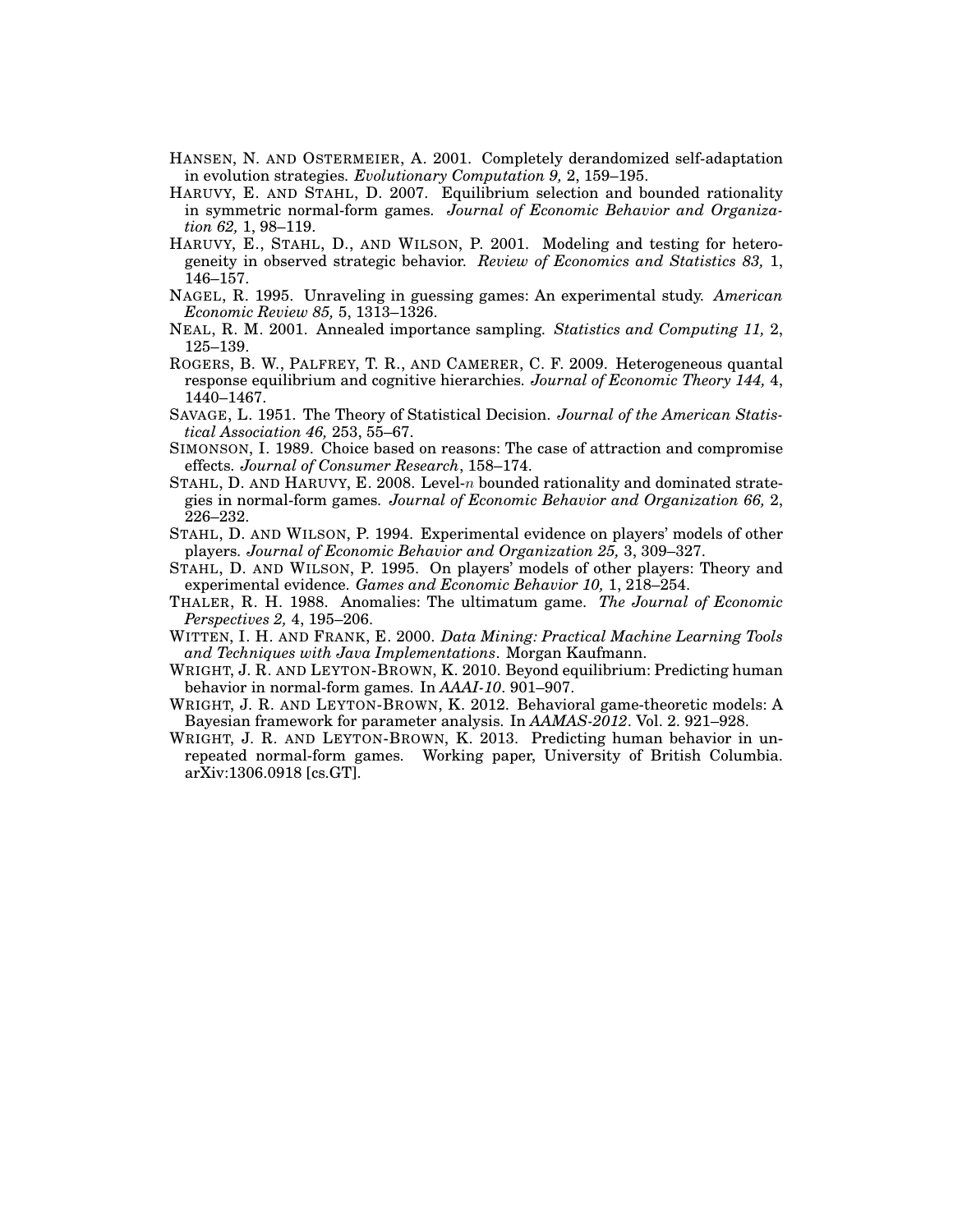HANSEN, N. AND OSTERMEIER, A. 2001. Completely derandomized self-adaptation in evolution strategies. *Evolutionary Computation 9,* 2, 159–195.

HARUVY, E. AND STAHL, D. 2007. Equilibrium selection and bounded rationality in symmetric normal-form games. *Journal of Economic Behavior and Organization 62,* 1, 98–119.

HARUVY, E., STAHL, D., AND WILSON, P. 2001. Modeling and testing for heterogeneity in observed strategic behavior. *Review of Economics and Statistics 83,* 1, 146–157.

NAGEL, R. 1995. Unraveling in guessing games: An experimental study. *American Economic Review 85,* 5, 1313–1326.

NEAL, R. M. 2001. Annealed importance sampling. *Statistics and Computing 11,* 2, 125–139.

ROGERS, B. W., PALFREY, T. R., AND CAMERER, C. F. 2009. Heterogeneous quantal response equilibrium and cognitive hierarchies. *Journal of Economic Theory 144,* 4, 1440–1467.

SAVAGE, L. 1951. The Theory of Statistical Decision. *Journal of the American Statistical Association 46,* 253, 55–67.

SIMONSON, I. 1989. Choice based on reasons: The case of attraction and compromise effects. *Journal of Consumer Research*, 158–174.

STAHL, D. AND HARUVY, E. 2008. Level-$n$ bounded rationality and dominated strategies in normal-form games. *Journal of Economic Behavior and Organization 66,* 2, 226–232.

STAHL, D. AND WILSON, P. 1994. Experimental evidence on players' models of other players. *Journal of Economic Behavior and Organization 25,* 3, 309–327.

STAHL, D. AND WILSON, P. 1995. On players' models of other players: Theory and experimental evidence. *Games and Economic Behavior 10,* 1, 218–254.

THALER, R. H. 1988. Anomalies: The ultimatum game. *The Journal of Economic Perspectives 2,* 4, 195–206.

WITTEN, I. H. AND FRANK, E. 2000. *Data Mining: Practical Machine Learning Tools and Techniques with Java Implementations*. Morgan Kaufmann.

WRIGHT, J. R. AND LEYTON-BROWN, K. 2010. Beyond equilibrium: Predicting human behavior in normal-form games. In *AAAI-10*. 901–907.

WRIGHT, J. R. AND LEYTON-BROWN, K. 2012. Behavioral game-theoretic models: A Bayesian framework for parameter analysis. In *AAMAS-2012*. Vol. 2. 921–928.

WRIGHT, J. R. AND LEYTON-BROWN, K. 2013. Predicting human behavior in unrepeated normal-form games. Working paper, University of British Columbia. arXiv:1306.0918 [cs.GT].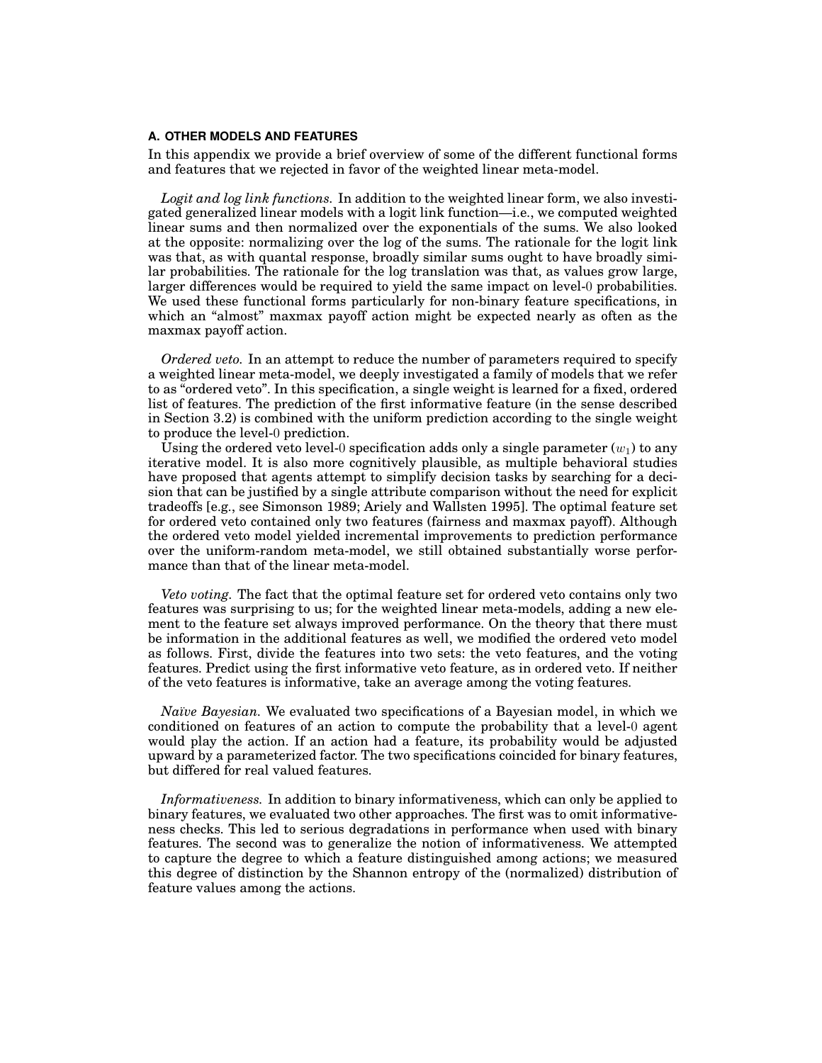## A. OTHER MODELS AND FEATURES

In this appendix we provide a brief overview of some of the different functional forms and features that we rejected in favor of the weighted linear meta-model.

*Logit and log link functions.* In addition to the weighted linear form, we also investigated generalized linear models with a logit link function—i.e., we computed weighted linear sums and then normalized over the exponentials of the sums. We also looked at the opposite: normalizing over the log of the sums. The rationale for the logit link was that, as with quantal response, broadly similar sums ought to have broadly similar probabilities. The rationale for the log translation was that, as values grow large, larger differences would be required to yield the same impact on level-0 probabilities. We used these functional forms particularly for non-binary feature specifications, in which an "almost" maxmax payoff action might be expected nearly as often as the maxmax payoff action.

*Ordered veto.* In an attempt to reduce the number of parameters required to specify a weighted linear meta-model, we deeply investigated a family of models that we refer to as "ordered veto". In this specification, a single weight is learned for a fixed, ordered list of features. The prediction of the first informative feature (in the sense described in Section 3.2) is combined with the uniform prediction according to the single weight to produce the level-0 prediction.

Using the ordered veto level-0 specification adds only a single parameter ($w_1$) to any iterative model. It is also more cognitively plausible, as multiple behavioral studies have proposed that agents attempt to simplify decision tasks by searching for a decision that can be justified by a single attribute comparison without the need for explicit tradeoffs [e.g., see Simonson 1989; Ariely and Wallsten 1995]. The optimal feature set for ordered veto contained only two features (fairness and maxmax payoff). Although the ordered veto model yielded incremental improvements to prediction performance over the uniform-random meta-model, we still obtained substantially worse performance than that of the linear meta-model.

*Veto voting.* The fact that the optimal feature set for ordered veto contains only two features was surprising to us; for the weighted linear meta-models, adding a new element to the feature set always improved performance. On the theory that there must be information in the additional features as well, we modified the ordered veto model as follows. First, divide the features into two sets: the veto features, and the voting features. Predict using the first informative veto feature, as in ordered veto. If neither of the veto features is informative, take an average among the voting features.

*Naïve Bayesian.* We evaluated two specifications of a Bayesian model, in which we conditioned on features of an action to compute the probability that a level-0 agent would play the action. If an action had a feature, its probability would be adjusted upward by a parameterized factor. The two specifications coincided for binary features, but differed for real valued features.

*Informativeness.* In addition to binary informativeness, which can only be applied to binary features, we evaluated two other approaches. The first was to omit informativeness checks. This led to serious degradations in performance when used with binary features. The second was to generalize the notion of informativeness. We attempted to capture the degree to which a feature distinguished among actions; we measured this degree of distinction by the Shannon entropy of the (normalized) distribution of feature values among the actions.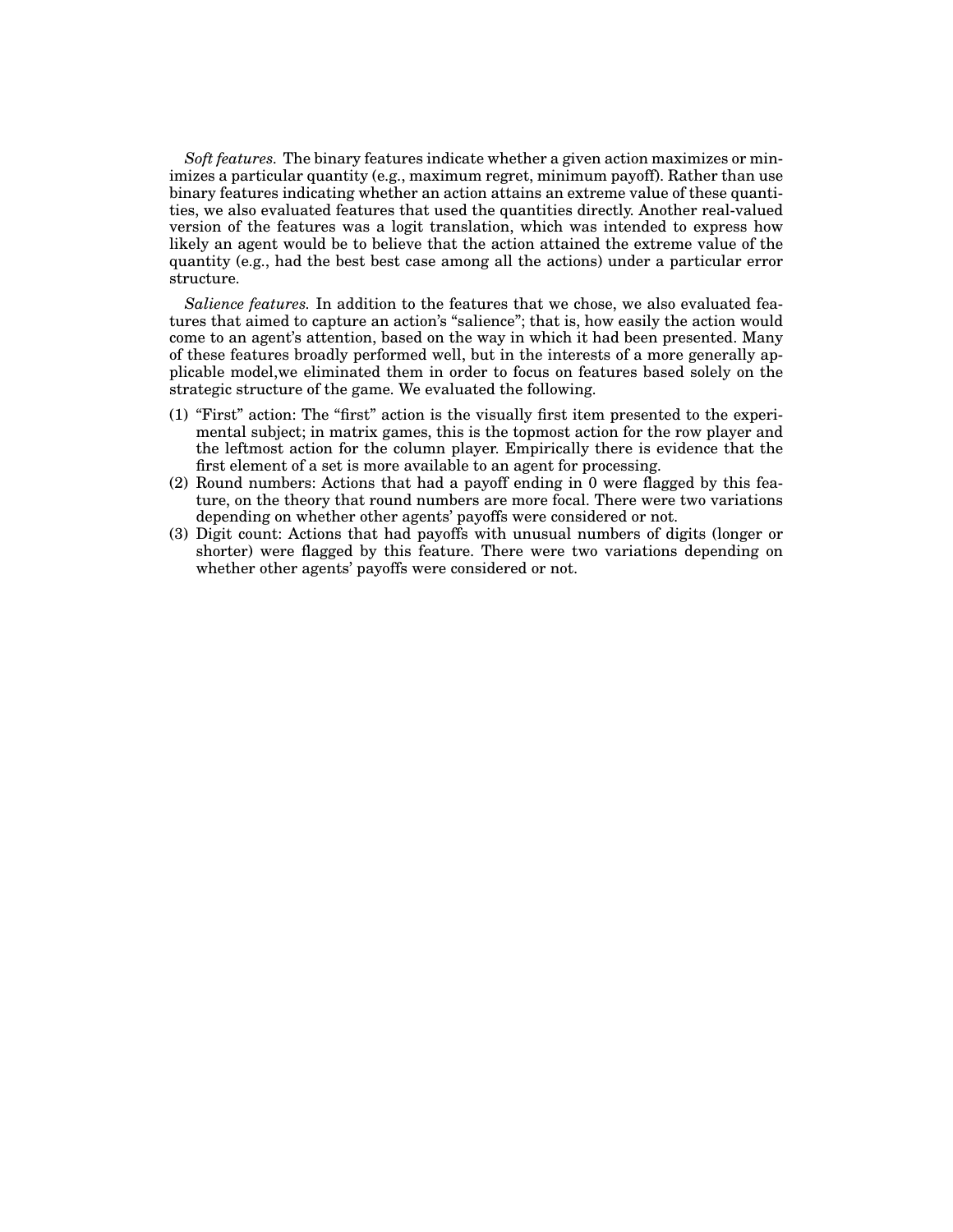*Soft features.* The binary features indicate whether a given action maximizes or minimizes a particular quantity (e.g., maximum regret, minimum payoff). Rather than use binary features indicating whether an action attains an extreme value of these quantities, we also evaluated features that used the quantities directly. Another real-valued version of the features was a logit translation, which was intended to express how likely an agent would be to believe that the action attained the extreme value of the quantity (e.g., had the best best case among all the actions) under a particular error structure.

*Salience features.* In addition to the features that we chose, we also evaluated features that aimed to capture an action's "salience"; that is, how easily the action would come to an agent's attention, based on the way in which it had been presented. Many of these features broadly performed well, but in the interests of a more generally applicable model,we eliminated them in order to focus on features based solely on the strategic structure of the game. We evaluated the following.

(1) "First" action: The "first" action is the visually first item presented to the experimental subject; in matrix games, this is the topmost action for the row player and the leftmost action for the column player. Empirically there is evidence that the first element of a set is more available to an agent for processing.
(2) Round numbers: Actions that had a payoff ending in 0 were flagged by this feature, on the theory that round numbers are more focal. There were two variations depending on whether other agents' payoffs were considered or not.
(3) Digit count: Actions that had payoffs with unusual numbers of digits (longer or shorter) were flagged by this feature. There were two variations depending on whether other agents' payoffs were considered or not.